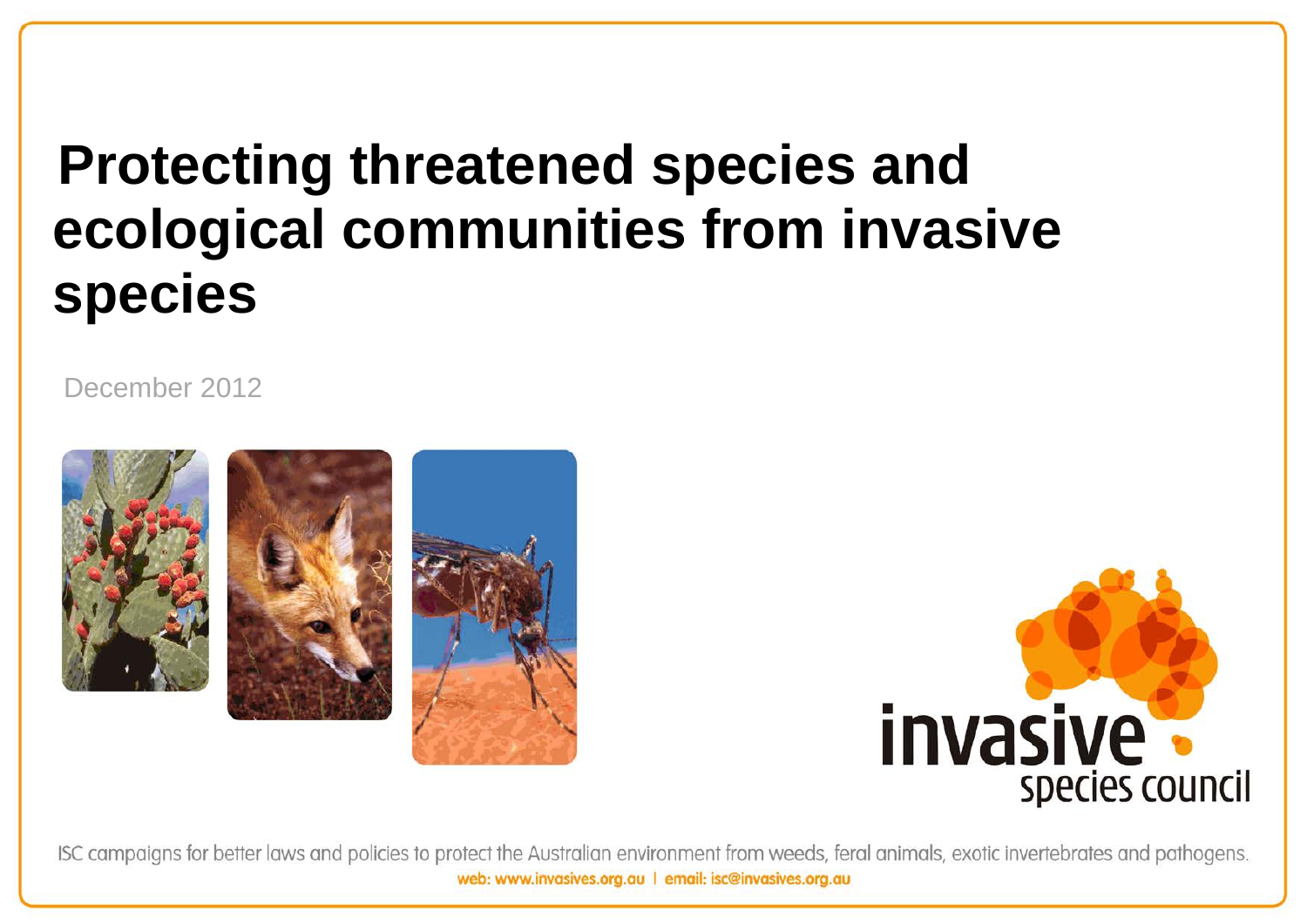# Protecting threatened species and ecological communities from invasive species

December 2012

invasive species council

ISC campaigns for better laws and policies to protect the Australian environment from weeds, feral animals, exotic invertebrates and pathogens.

web: www.invasives.org.au | email: isc@invasives.org.au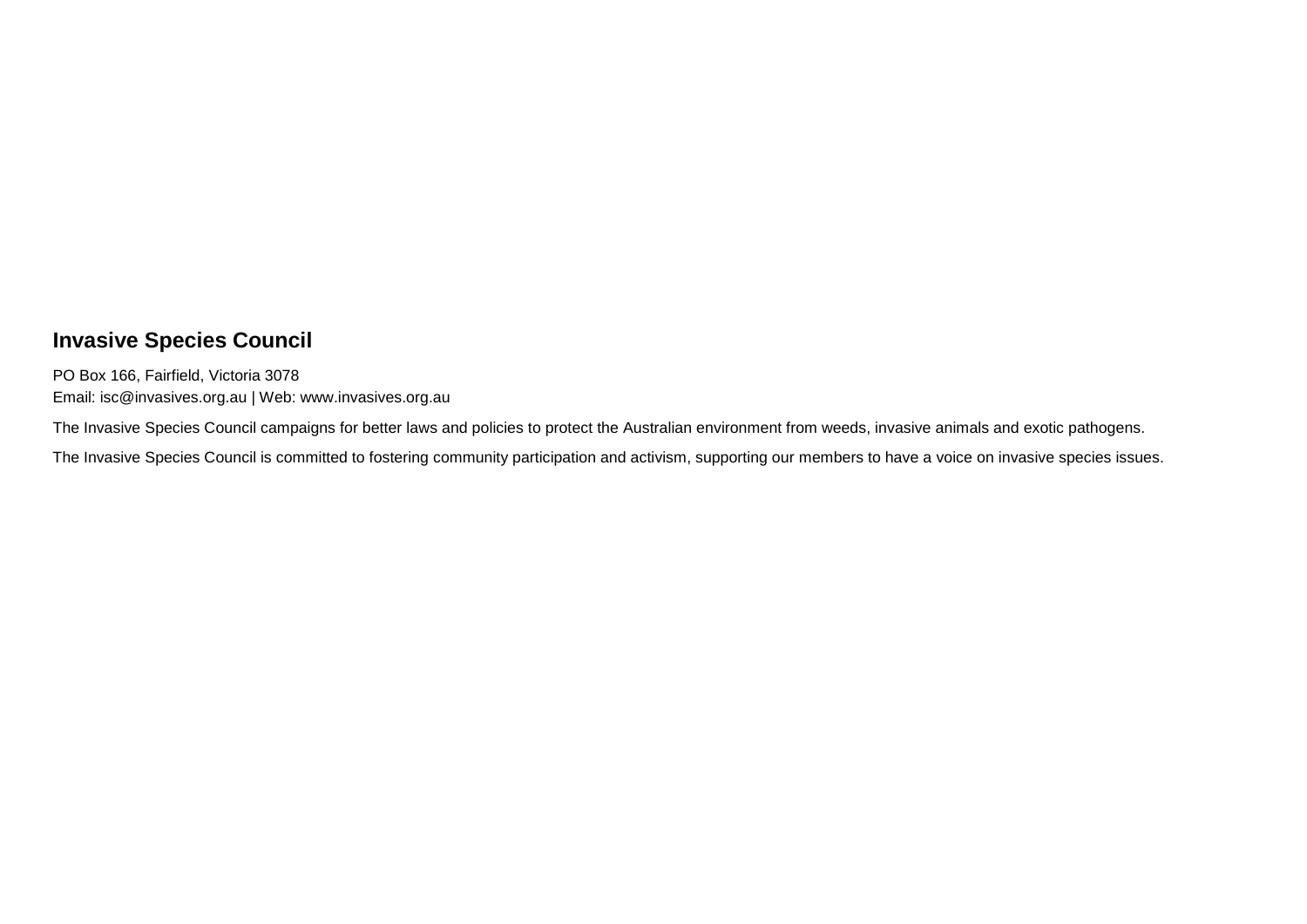## Invasive Species Council

PO Box 166, Fairfield, Victoria 3078
Email: isc@invasives.org.au | Web: www.invasives.org.au

The Invasive Species Council campaigns for better laws and policies to protect the Australian environment from weeds, invasive animals and exotic pathogens.

The Invasive Species Council is committed to fostering community participation and activism, supporting our members to have a voice on invasive species issues.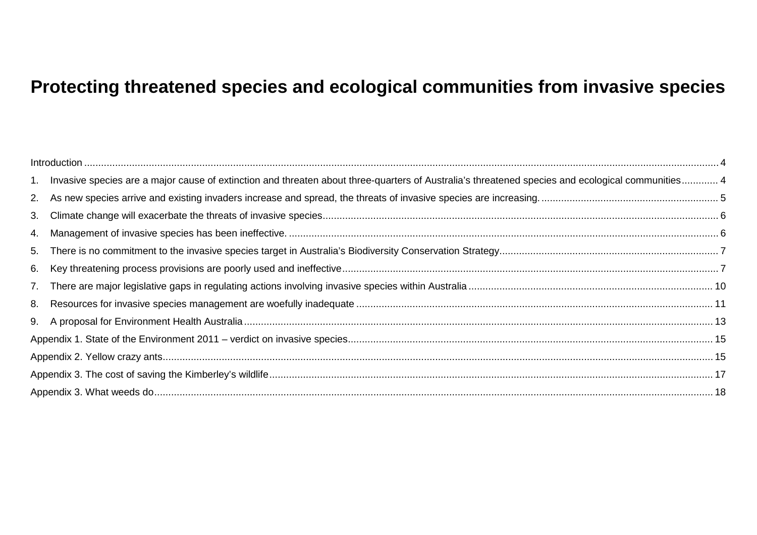# Protecting threatened species and ecological communities from invasive species

Introduction .......... 4

1. Invasive species are a major cause of extinction and threaten about three-quarters of Australia's threatened species and ecological communities .......... 4
2. As new species arrive and existing invaders increase and spread, the threats of invasive species are increasing. .......... 5
3. Climate change will exacerbate the threats of invasive species .......... 6
4. Management of invasive species has been ineffective. .......... 6
5. There is no commitment to the invasive species target in Australia's Biodiversity Conservation Strategy .......... 7
6. Key threatening process provisions are poorly used and ineffective .......... 7
7. There are major legislative gaps in regulating actions involving invasive species within Australia .......... 10
8. Resources for invasive species management are woefully inadequate .......... 11
9. A proposal for Environment Health Australia .......... 13

Appendix 1. State of the Environment 2011 – verdict on invasive species .......... 15

Appendix 2. Yellow crazy ants .......... 15

Appendix 3. The cost of saving the Kimberley's wildlife .......... 17

Appendix 3. What weeds do .......... 18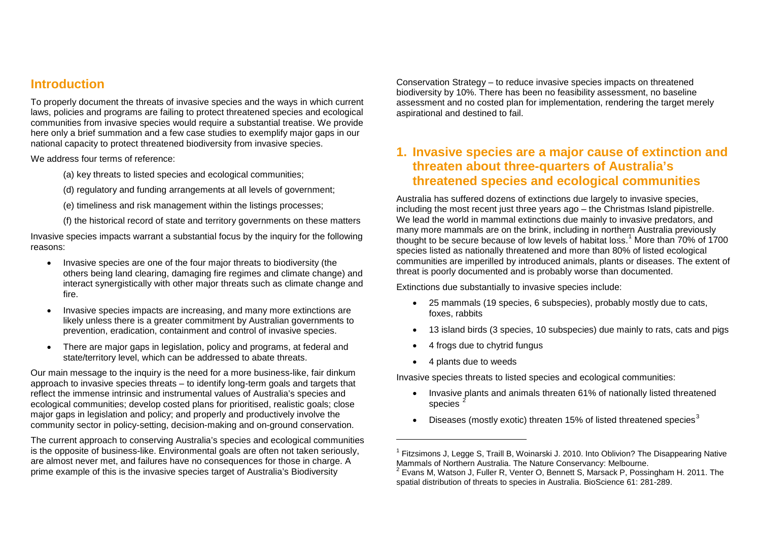## Introduction

To properly document the threats of invasive species and the ways in which current laws, policies and programs are failing to protect threatened species and ecological communities from invasive species would require a substantial treatise. We provide here only a brief summation and a few case studies to exemplify major gaps in our national capacity to protect threatened biodiversity from invasive species.

We address four terms of reference:

(a) key threats to listed species and ecological communities;

(d) regulatory and funding arrangements at all levels of government;

(e) timeliness and risk management within the listings processes;

(f) the historical record of state and territory governments on these matters

Invasive species impacts warrant a substantial focus by the inquiry for the following reasons:

- Invasive species are one of the four major threats to biodiversity (the others being land clearing, damaging fire regimes and climate change) and interact synergistically with other major threats such as climate change and fire.
- Invasive species impacts are increasing, and many more extinctions are likely unless there is a greater commitment by Australian governments to prevention, eradication, containment and control of invasive species.
- There are major gaps in legislation, policy and programs, at federal and state/territory level, which can be addressed to abate threats.

Our main message to the inquiry is the need for a more business-like, fair dinkum approach to invasive species threats – to identify long-term goals and targets that reflect the immense intrinsic and instrumental values of Australia's species and ecological communities; develop costed plans for prioritised, realistic goals; close major gaps in legislation and policy; and properly and productively involve the community sector in policy-setting, decision-making and on-ground conservation.

The current approach to conserving Australia's species and ecological communities is the opposite of business-like. Environmental goals are often not taken seriously, are almost never met, and failures have no consequences for those in charge. A prime example of this is the invasive species target of Australia's Biodiversity Conservation Strategy – to reduce invasive species impacts on threatened biodiversity by 10%. There has been no feasibility assessment, no baseline assessment and no costed plan for implementation, rendering the target merely aspirational and destined to fail.

## 1. Invasive species are a major cause of extinction and threaten about three-quarters of Australia's threatened species and ecological communities

Australia has suffered dozens of extinctions due largely to invasive species, including the most recent just three years ago – the Christmas Island pipistrelle. We lead the world in mammal extinctions due mainly to invasive predators, and many more mammals are on the brink, including in northern Australia previously thought to be secure because of low levels of habitat loss.[1] More than 70% of 1700 species listed as nationally threatened and more than 80% of listed ecological communities are imperilled by introduced animals, plants or diseases. The extent of threat is poorly documented and is probably worse than documented.

Extinctions due substantially to invasive species include:

- 25 mammals (19 species, 6 subspecies), probably mostly due to cats, foxes, rabbits
- 13 island birds (3 species, 10 subspecies) due mainly to rats, cats and pigs
- 4 frogs due to chytrid fungus
- 4 plants due to weeds

Invasive species threats to listed species and ecological communities:

- Invasive plants and animals threaten 61% of nationally listed threatened species [2]
- Diseases (mostly exotic) threaten 15% of listed threatened species[3]

---

[1] Fitzsimons J, Legge S, Traill B, Woinarski J. 2010. Into Oblivion? The Disappearing Native Mammals of Northern Australia. The Nature Conservancy: Melbourne.

[2] Evans M, Watson J, Fuller R, Venter O, Bennett S, Marsack P, Possingham H. 2011. The spatial distribution of threats to species in Australia. BioScience 61: 281-289.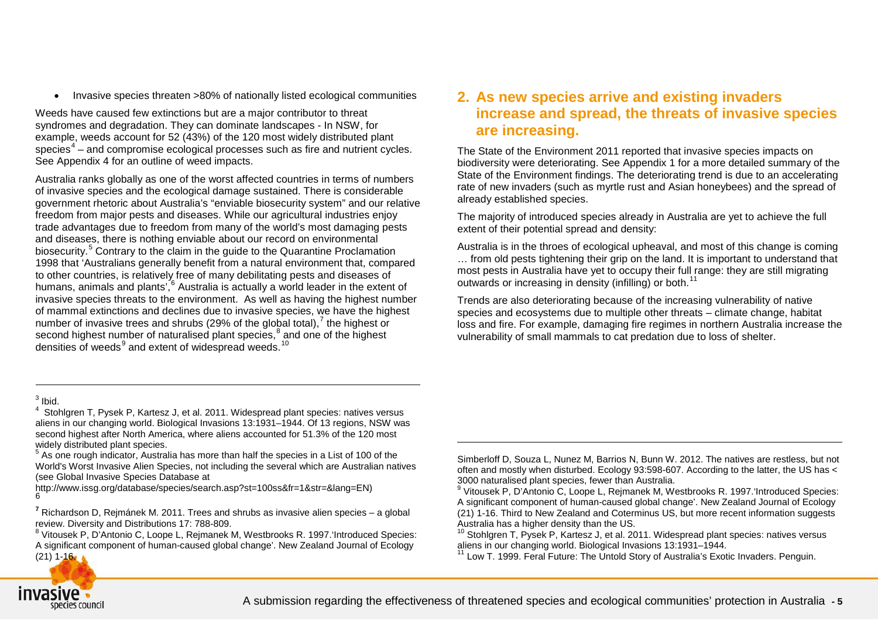- Invasive species threaten >80% of nationally listed ecological communities

Weeds have caused few extinctions but are a major contributor to threat syndromes and degradation. They can dominate landscapes - In NSW, for example, weeds account for 52 (43%) of the 120 most widely distributed plant species[4] – and compromise ecological processes such as fire and nutrient cycles. See Appendix 4 for an outline of weed impacts.

Australia ranks globally as one of the worst affected countries in terms of numbers of invasive species and the ecological damage sustained. There is considerable government rhetoric about Australia's "enviable biosecurity system" and our relative freedom from major pests and diseases. While our agricultural industries enjoy trade advantages due to freedom from many of the world's most damaging pests and diseases, there is nothing enviable about our record on environmental biosecurity.[5] Contrary to the claim in the guide to the Quarantine Proclamation 1998 that 'Australians generally benefit from a natural environment that, compared to other countries, is relatively free of many debilitating pests and diseases of humans, animals and plants',[6] Australia is actually a world leader in the extent of invasive species threats to the environment. As well as having the highest number of mammal extinctions and declines due to invasive species, we have the highest number of invasive trees and shrubs (29% of the global total),[7] the highest or second highest number of naturalised plant species,[8] and one of the highest densities of weeds[9] and extent of widespread weeds.[10]

## 2. As new species arrive and existing invaders increase and spread, the threats of invasive species are increasing.

The State of the Environment 2011 reported that invasive species impacts on biodiversity were deteriorating. See Appendix 1 for a more detailed summary of the State of the Environment findings. The deteriorating trend is due to an accelerating rate of new invaders (such as myrtle rust and Asian honeybees) and the spread of already established species.

The majority of introduced species already in Australia are yet to achieve the full extent of their potential spread and density:

Australia is in the throes of ecological upheaval, and most of this change is coming … from old pests tightening their grip on the land. It is important to understand that most pests in Australia have yet to occupy their full range: they are still migrating outwards or increasing in density (infilling) or both.[11]

Trends are also deteriorating because of the increasing vulnerability of native species and ecosystems due to multiple other threats – climate change, habitat loss and fire. For example, damaging fire regimes in northern Australia increase the vulnerability of small mammals to cat predation due to loss of shelter.

---

[3] Ibid.

[4] Stohlgren T, Pysek P, Kartesz J, et al. 2011. Widespread plant species: natives versus aliens in our changing world. Biological Invasions 13:1931–1944. Of 13 regions, NSW was second highest after North America, where aliens accounted for 51.3% of the 120 most widely distributed plant species.

[5] As one rough indicator, Australia has more than half the species in a List of 100 of the World's Worst Invasive Alien Species, not including the several which are Australian natives (see Global Invasive Species Database at http://www.issg.org/database/species/search.asp?st=100ss&fr=1&str=&lang=EN)

[6]

[7] Richardson D, Rejmánek M. 2011. Trees and shrubs as invasive alien species – a global review. Diversity and Distributions 17: 788-809.

[8] Vitousek P, D'Antonio C, Loope L, Rejmanek M, Westbrooks R. 1997.'Introduced Species: A significant component of human-caused global change'. New Zealand Journal of Ecology (21) 1-16.

Simberloff D, Souza L, Nunez M, Barrios N, Bunn W. 2012. The natives are restless, but not often and mostly when disturbed. Ecology 93:598-607. According to the latter, the US has < 3000 naturalised plant species, fewer than Australia.

[9] Vitousek P, D'Antonio C, Loope L, Rejmanek M, Westbrooks R. 1997.'Introduced Species: A significant component of human-caused global change'. New Zealand Journal of Ecology (21) 1-16. Third to New Zealand and Coterminus US, but more recent information suggests Australia has a higher density than the US.

[10] Stohlgren T, Pysek P, Kartesz J, et al. 2011. Widespread plant species: natives versus aliens in our changing world. Biological Invasions 13:1931–1944.

[11] Low T. 1999. Feral Future: The Untold Story of Australia's Exotic Invaders. Penguin.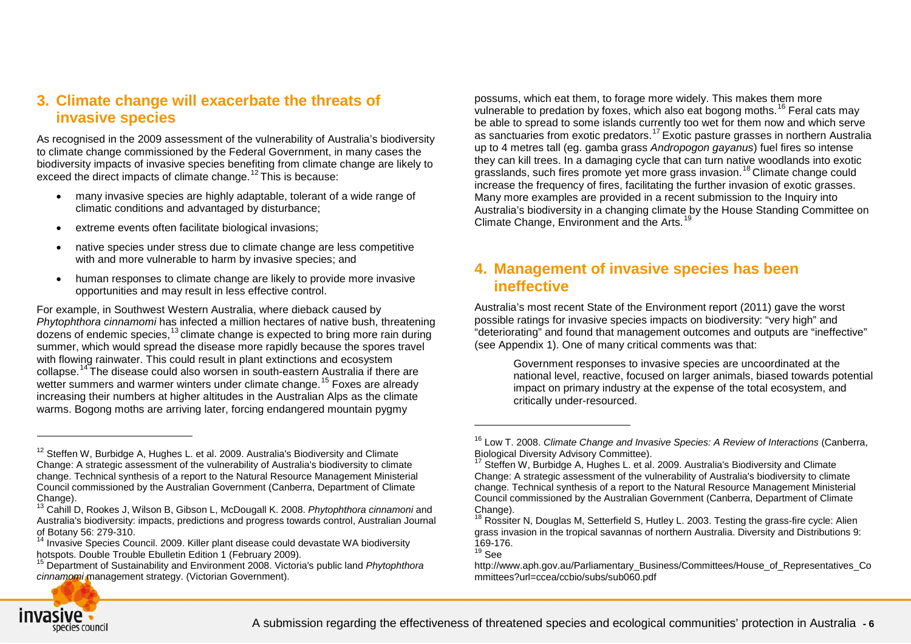## 3. Climate change will exacerbate the threats of invasive species

As recognised in the 2009 assessment of the vulnerability of Australia's biodiversity to climate change commissioned by the Federal Government, in many cases the biodiversity impacts of invasive species benefiting from climate change are likely to exceed the direct impacts of climate change.[12] This is because:

- many invasive species are highly adaptable, tolerant of a wide range of climatic conditions and advantaged by disturbance;
- extreme events often facilitate biological invasions;
- native species under stress due to climate change are less competitive with and more vulnerable to harm by invasive species; and
- human responses to climate change are likely to provide more invasive opportunities and may result in less effective control.

For example, in Southwest Western Australia, where dieback caused by *Phytophthora cinnamomi* has infected a million hectares of native bush, threatening dozens of endemic species,[13] climate change is expected to bring more rain during summer, which would spread the disease more rapidly because the spores travel with flowing rainwater. This could result in plant extinctions and ecosystem collapse.[14] The disease could also worsen in south-eastern Australia if there are wetter summers and warmer winters under climate change.[15] Foxes are already increasing their numbers at higher altitudes in the Australian Alps as the climate warms. Bogong moths are arriving later, forcing endangered mountain pygmy possums, which eat them, to forage more widely. This makes them more vulnerable to predation by foxes, which also eat bogong moths.[16] Feral cats may be able to spread to some islands currently too wet for them now and which serve as sanctuaries from exotic predators.[17] Exotic pasture grasses in northern Australia up to 4 metres tall (eg. gamba grass *Andropogon gayanus*) fuel fires so intense they can kill trees. In a damaging cycle that can turn native woodlands into exotic grasslands, such fires promote yet more grass invasion.[18] Climate change could increase the frequency of fires, facilitating the further invasion of exotic grasses. Many more examples are provided in a recent submission to the Inquiry into Australia's biodiversity in a changing climate by the House Standing Committee on Climate Change, Environment and the Arts.[19]

## 4. Management of invasive species has been ineffective

Australia's most recent State of the Environment report (2011) gave the worst possible ratings for invasive species impacts on biodiversity: "very high" and "deteriorating" and found that management outcomes and outputs are "ineffective" (see Appendix 1). One of many critical comments was that:

> Government responses to invasive species are uncoordinated at the national level, reactive, focused on larger animals, biased towards potential impact on primary industry at the expense of the total ecosystem, and critically under-resourced.

---

[12] Steffen W, Burbidge A, Hughes L. et al. 2009. Australia's Biodiversity and Climate Change: A strategic assessment of the vulnerability of Australia's biodiversity to climate change. Technical synthesis of a report to the Natural Resource Management Ministerial Council commissioned by the Australian Government (Canberra, Department of Climate Change).

[13] Cahill D, Rookes J, Wilson B, Gibson L, McDougall K. 2008. *Phytophthora cinnamoni* and Australia's biodiversity: impacts, predictions and progress towards control, Australian Journal of Botany 56: 279-310.

[14] Invasive Species Council. 2009. Killer plant disease could devastate WA biodiversity hotspots. Double Trouble Ebulletin Edition 1 (February 2009).

[15] Department of Sustainability and Environment 2008. Victoria's public land *Phytophthora cinnamomi* management strategy. (Victorian Government).

[16] Low T. 2008. *Climate Change and Invasive Species: A Review of Interactions* (Canberra, Biological Diversity Advisory Committee).

[17] Steffen W, Burbidge A, Hughes L. et al. 2009. Australia's Biodiversity and Climate Change: A strategic assessment of the vulnerability of Australia's biodiversity to climate change. Technical synthesis of a report to the Natural Resource Management Ministerial Council commissioned by the Australian Government (Canberra, Department of Climate Change).

[18] Rossiter N, Douglas M, Setterfield S, Hutley L. 2003. Testing the grass-fire cycle: Alien grass invasion in the tropical savannas of northern Australia. Diversity and Distributions 9: 169-176.

[19] See http://www.aph.gov.au/Parliamentary_Business/Committees/House_of_Representatives_Committees?url=ccea/ccbio/subs/sub060.pdf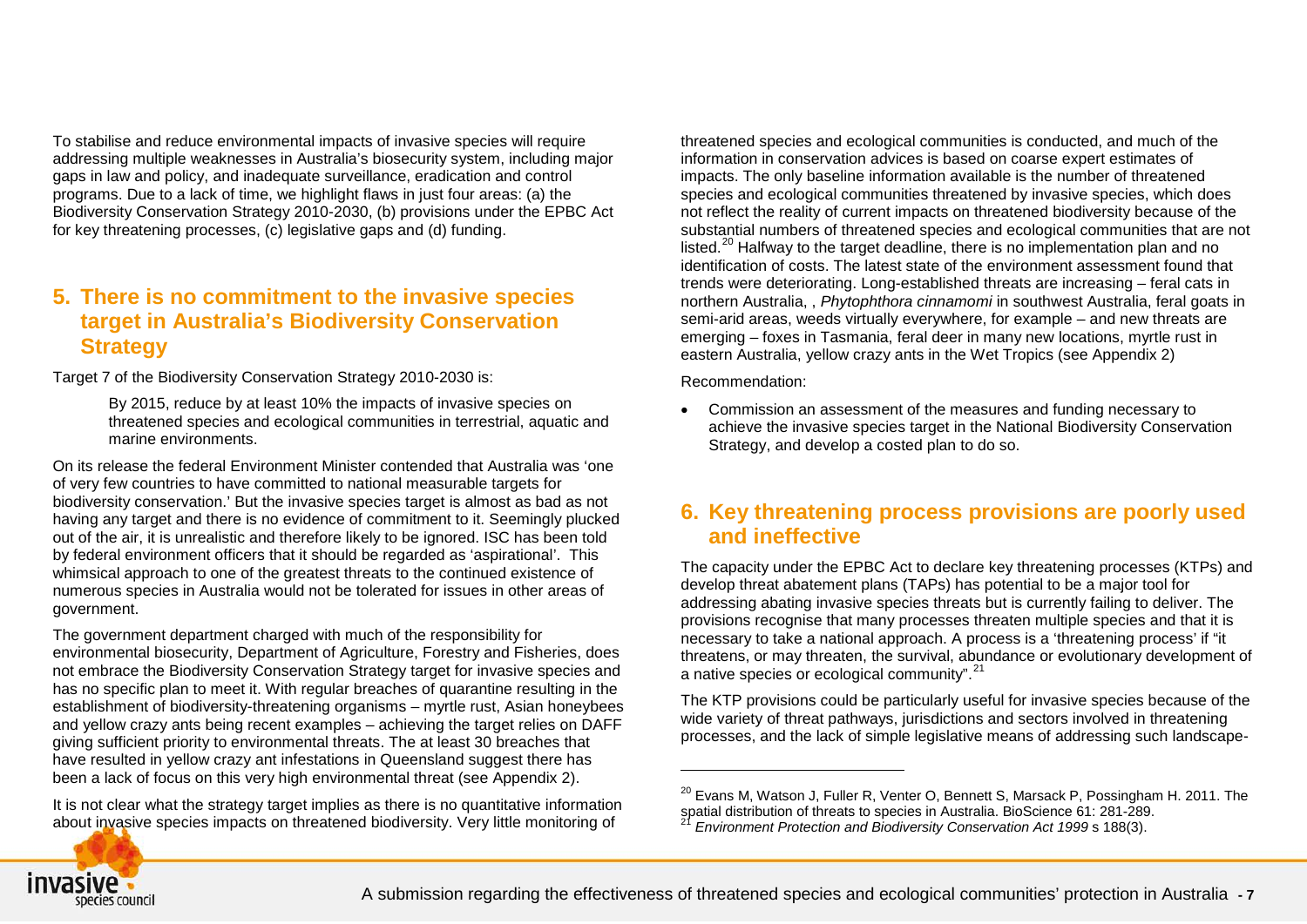To stabilise and reduce environmental impacts of invasive species will require addressing multiple weaknesses in Australia's biosecurity system, including major gaps in law and policy, and inadequate surveillance, eradication and control programs. Due to a lack of time, we highlight flaws in just four areas: (a) the Biodiversity Conservation Strategy 2010-2030, (b) provisions under the EPBC Act for key threatening processes, (c) legislative gaps and (d) funding.

## 5. There is no commitment to the invasive species target in Australia's Biodiversity Conservation Strategy

Target 7 of the Biodiversity Conservation Strategy 2010-2030 is:

> By 2015, reduce by at least 10% the impacts of invasive species on threatened species and ecological communities in terrestrial, aquatic and marine environments.

On its release the federal Environment Minister contended that Australia was 'one of very few countries to have committed to national measurable targets for biodiversity conservation.' But the invasive species target is almost as bad as not having any target and there is no evidence of commitment to it. Seemingly plucked out of the air, it is unrealistic and therefore likely to be ignored. ISC has been told by federal environment officers that it should be regarded as 'aspirational'. This whimsical approach to one of the greatest threats to the continued existence of numerous species in Australia would not be tolerated for issues in other areas of government.

The government department charged with much of the responsibility for environmental biosecurity, Department of Agriculture, Forestry and Fisheries, does not embrace the Biodiversity Conservation Strategy target for invasive species and has no specific plan to meet it. With regular breaches of quarantine resulting in the establishment of biodiversity-threatening organisms – myrtle rust, Asian honeybees and yellow crazy ants being recent examples – achieving the target relies on DAFF giving sufficient priority to environmental threats. The at least 30 breaches that have resulted in yellow crazy ant infestations in Queensland suggest there has been a lack of focus on this very high environmental threat (see Appendix 2).

It is not clear what the strategy target implies as there is no quantitative information about invasive species impacts on threatened biodiversity. Very little monitoring of threatened species and ecological communities is conducted, and much of the information in conservation advices is based on coarse expert estimates of impacts. The only baseline information available is the number of threatened species and ecological communities threatened by invasive species, which does not reflect the reality of current impacts on threatened biodiversity because of the substantial numbers of threatened species and ecological communities that are not listed.[20] Halfway to the target deadline, there is no implementation plan and no identification of costs. The latest state of the environment assessment found that trends were deteriorating. Long-established threats are increasing – feral cats in northern Australia, , *Phytophthora cinnamomi* in southwest Australia, feral goats in semi-arid areas, weeds virtually everywhere, for example – and new threats are emerging – foxes in Tasmania, feral deer in many new locations, myrtle rust in eastern Australia, yellow crazy ants in the Wet Tropics (see Appendix 2)

Recommendation:

- Commission an assessment of the measures and funding necessary to achieve the invasive species target in the National Biodiversity Conservation Strategy, and develop a costed plan to do so.

## 6. Key threatening process provisions are poorly used and ineffective

The capacity under the EPBC Act to declare key threatening processes (KTPs) and develop threat abatement plans (TAPs) has potential to be a major tool for addressing abating invasive species threats but is currently failing to deliver. The provisions recognise that many processes threaten multiple species and that it is necessary to take a national approach. A process is a 'threatening process' if "it threatens, or may threaten, the survival, abundance or evolutionary development of a native species or ecological community".[21]

The KTP provisions could be particularly useful for invasive species because of the wide variety of threat pathways, jurisdictions and sectors involved in threatening processes, and the lack of simple legislative means of addressing such landscape-

---

[20] Evans M, Watson J, Fuller R, Venter O, Bennett S, Marsack P, Possingham H. 2011. The spatial distribution of threats to species in Australia. BioScience 61: 281-289.

[21] *Environment Protection and Biodiversity Conservation Act 1999* s 188(3).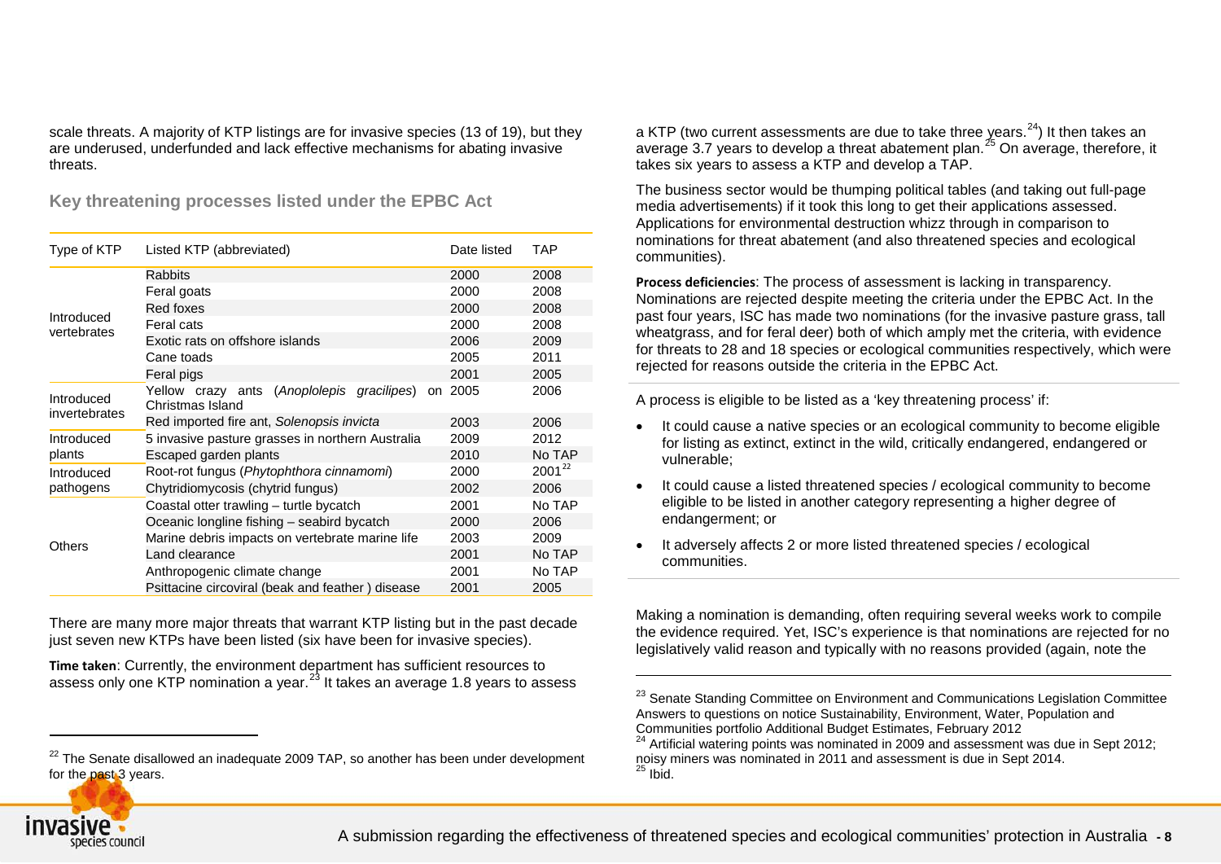scale threats. A majority of KTP listings are for invasive species (13 of 19), but they are underused, underfunded and lack effective mechanisms for abating invasive threats.

### Key threatening processes listed under the EPBC Act

| Type of KTP | Listed KTP (abbreviated) | Date listed | TAP |
|---|---|---|---|
| Introduced vertebrates | Rabbits | 2000 | 2008 |
| | Feral goats | 2000 | 2008 |
| | Red foxes | 2000 | 2008 |
| | Feral cats | 2000 | 2008 |
| | Exotic rats on offshore islands | 2006 | 2009 |
| | Cane toads | 2005 | 2011 |
| | Feral pigs | 2001 | 2005 |
| Introduced invertebrates | Yellow crazy ants (*Anoplolepis gracilipes*) on Christmas Island | 2005 | 2006 |
| | Red imported fire ant, *Solenopsis invicta* | 2003 | 2006 |
| Introduced plants | 5 invasive pasture grasses in northern Australia | 2009 | 2012 |
| | Escaped garden plants | 2010 | No TAP |
| Introduced pathogens | Root-rot fungus (*Phytophthora cinnamomi*) | 2000 | 2001[22] |
| | Chytridiomycosis (chytrid fungus) | 2002 | 2006 |
| Others | Coastal otter trawling – turtle bycatch | 2001 | No TAP |
| | Oceanic longline fishing – seabird bycatch | 2000 | 2006 |
| | Marine debris impacts on vertebrate marine life | 2003 | 2009 |
| | Land clearance | 2001 | No TAP |
| | Anthropogenic climate change | 2001 | No TAP |
| | Psittacine circoviral (beak and feather ) disease | 2001 | 2005 |

There are many more major threats that warrant KTP listing but in the past decade just seven new KTPs have been listed (six have been for invasive species).

**Time taken**: Currently, the environment department has sufficient resources to assess only one KTP nomination a year.[23] It takes an average 1.8 years to assess a KTP (two current assessments are due to take three years.[24]) It then takes an average 3.7 years to develop a threat abatement plan.[25] On average, therefore, it takes six years to assess a KTP and develop a TAP.

The business sector would be thumping political tables (and taking out full-page media advertisements) if it took this long to get their applications assessed. Applications for environmental destruction whizz through in comparison to nominations for threat abatement (and also threatened species and ecological communities).

**Process deficiencies**: The process of assessment is lacking in transparency. Nominations are rejected despite meeting the criteria under the EPBC Act. In the past four years, ISC has made two nominations (for the invasive pasture grass, tall wheatgrass, and for feral deer) both of which amply met the criteria, with evidence for threats to 28 and 18 species or ecological communities respectively, which were rejected for reasons outside the criteria in the EPBC Act.

A process is eligible to be listed as a 'key threatening process' if:

- It could cause a native species or an ecological community to become eligible for listing as extinct, extinct in the wild, critically endangered, endangered or vulnerable;
- It could cause a listed threatened species / ecological community to become eligible to be listed in another category representing a higher degree of endangerment; or
- It adversely affects 2 or more listed threatened species / ecological communities.

Making a nomination is demanding, often requiring several weeks work to compile the evidence required. Yet, ISC's experience is that nominations are rejected for no legislatively valid reason and typically with no reasons provided (again, note the

---

[22] The Senate disallowed an inadequate 2009 TAP, so another has been under development for the past 3 years.

[23] Senate Standing Committee on Environment and Communications Legislation Committee Answers to questions on notice Sustainability, Environment, Water, Population and Communities portfolio Additional Budget Estimates, February 2012

[24] Artificial watering points was nominated in 2009 and assessment was due in Sept 2012; noisy miners was nominated in 2011 and assessment is due in Sept 2014.

[25] Ibid.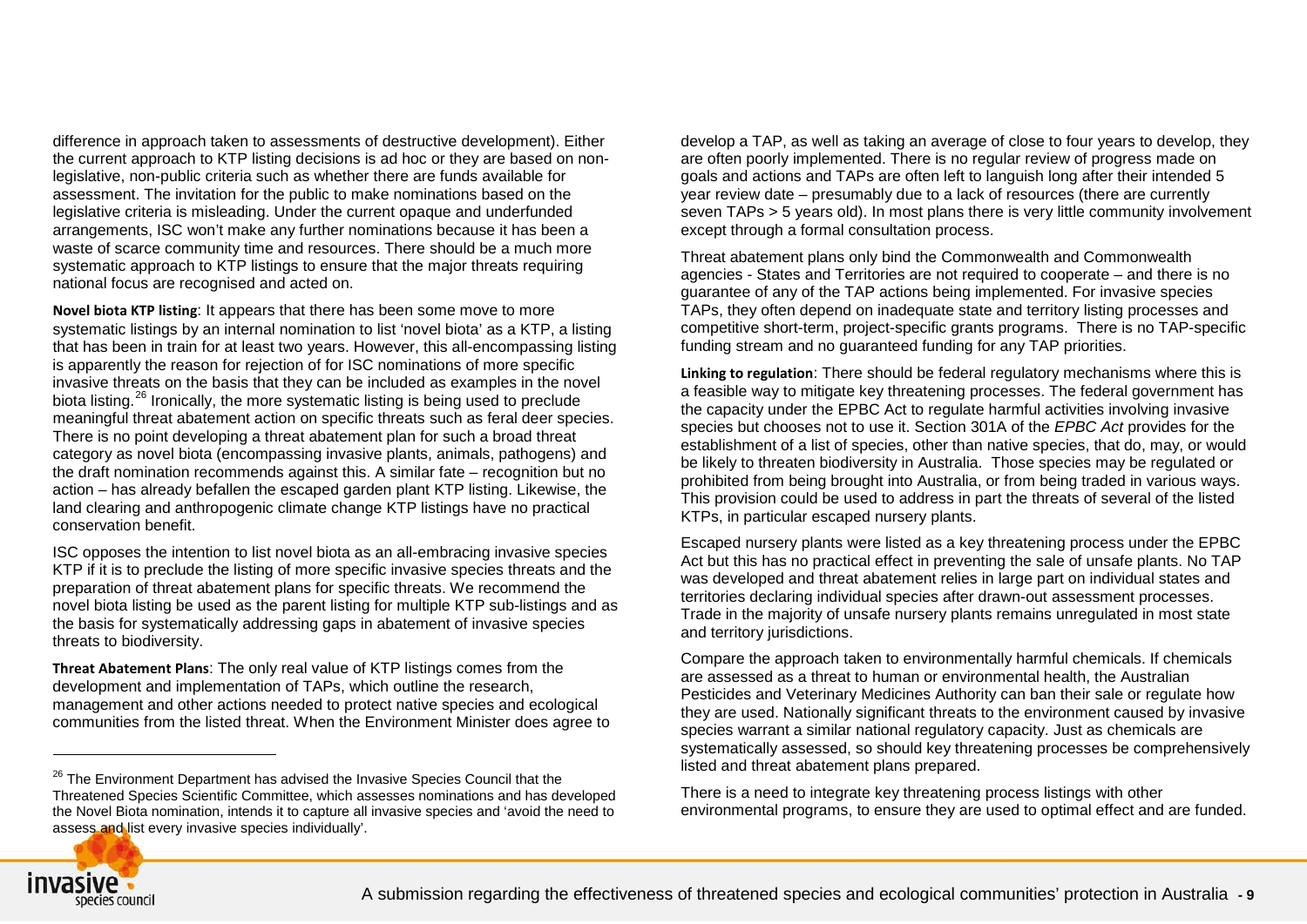difference in approach taken to assessments of destructive development). Either the current approach to KTP listing decisions is ad hoc or they are based on non-legislative, non-public criteria such as whether there are funds available for assessment. The invitation for the public to make nominations based on the legislative criteria is misleading. Under the current opaque and underfunded arrangements, ISC won't make any further nominations because it has been a waste of scarce community time and resources. There should be a much more systematic approach to KTP listings to ensure that the major threats requiring national focus are recognised and acted on.

**Novel biota KTP listing**: It appears that there has been some move to more systematic listings by an internal nomination to list 'novel biota' as a KTP, a listing that has been in train for at least two years. However, this all-encompassing listing is apparently the reason for rejection of for ISC nominations of more specific invasive threats on the basis that they can be included as examples in the novel biota listing.[26] Ironically, the more systematic listing is being used to preclude meaningful threat abatement action on specific threats such as feral deer species. There is no point developing a threat abatement plan for such a broad threat category as novel biota (encompassing invasive plants, animals, pathogens) and the draft nomination recommends against this. A similar fate – recognition but no action – has already befallen the escaped garden plant KTP listing. Likewise, the land clearing and anthropogenic climate change KTP listings have no practical conservation benefit.

ISC opposes the intention to list novel biota as an all-embracing invasive species KTP if it is to preclude the listing of more specific invasive species threats and the preparation of threat abatement plans for specific threats. We recommend the novel biota listing be used as the parent listing for multiple KTP sub-listings and as the basis for systematically addressing gaps in abatement of invasive species threats to biodiversity.

**Threat Abatement Plans**: The only real value of KTP listings comes from the development and implementation of TAPs, which outline the research, management and other actions needed to protect native species and ecological communities from the listed threat. When the Environment Minister does agree to develop a TAP, as well as taking an average of close to four years to develop, they are often poorly implemented. There is no regular review of progress made on goals and actions and TAPs are often left to languish long after their intended 5 year review date – presumably due to a lack of resources (there are currently seven TAPs > 5 years old). In most plans there is very little community involvement except through a formal consultation process.

Threat abatement plans only bind the Commonwealth and Commonwealth agencies - States and Territories are not required to cooperate – and there is no guarantee of any of the TAP actions being implemented. For invasive species TAPs, they often depend on inadequate state and territory listing processes and competitive short-term, project-specific grants programs. There is no TAP-specific funding stream and no guaranteed funding for any TAP priorities.

**Linking to regulation**: There should be federal regulatory mechanisms where this is a feasible way to mitigate key threatening processes. The federal government has the capacity under the EPBC Act to regulate harmful activities involving invasive species but chooses not to use it. Section 301A of the *EPBC Act* provides for the establishment of a list of species, other than native species, that do, may, or would be likely to threaten biodiversity in Australia. Those species may be regulated or prohibited from being brought into Australia, or from being traded in various ways. This provision could be used to address in part the threats of several of the listed KTPs, in particular escaped nursery plants.

Escaped nursery plants were listed as a key threatening process under the EPBC Act but this has no practical effect in preventing the sale of unsafe plants. No TAP was developed and threat abatement relies in large part on individual states and territories declaring individual species after drawn-out assessment processes. Trade in the majority of unsafe nursery plants remains unregulated in most state and territory jurisdictions.

Compare the approach taken to environmentally harmful chemicals. If chemicals are assessed as a threat to human or environmental health, the Australian Pesticides and Veterinary Medicines Authority can ban their sale or regulate how they are used. Nationally significant threats to the environment caused by invasive species warrant a similar national regulatory capacity. Just as chemicals are systematically assessed, so should key threatening processes be comprehensively listed and threat abatement plans prepared.

There is a need to integrate key threatening process listings with other environmental programs, to ensure they are used to optimal effect and are funded.

[26] The Environment Department has advised the Invasive Species Council that the Threatened Species Scientific Committee, which assesses nominations and has developed the Novel Biota nomination, intends it to capture all invasive species and 'avoid the need to assess and list every invasive species individually'.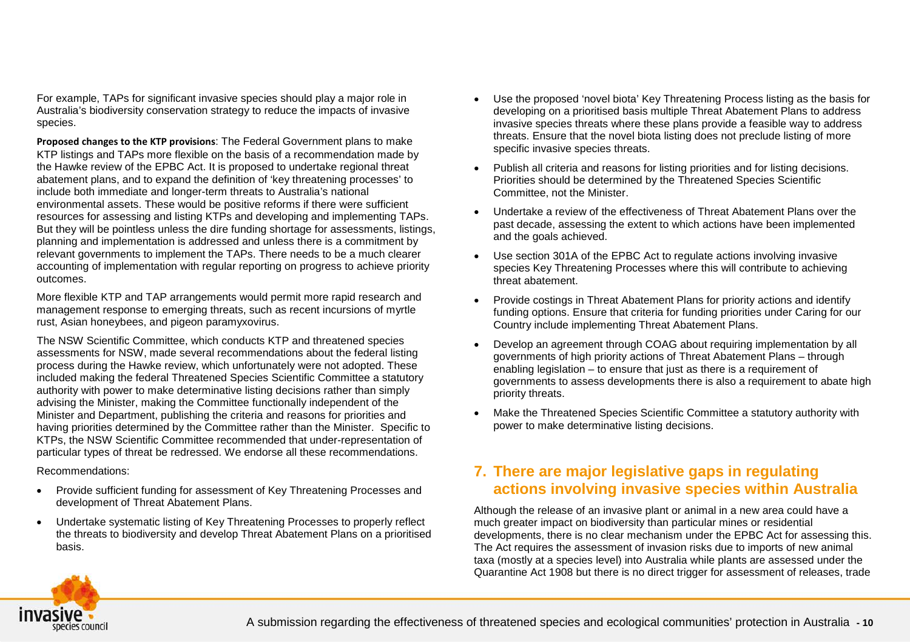For example, TAPs for significant invasive species should play a major role in Australia's biodiversity conservation strategy to reduce the impacts of invasive species.

**Proposed changes to the KTP provisions**: The Federal Government plans to make KTP listings and TAPs more flexible on the basis of a recommendation made by the Hawke review of the EPBC Act. It is proposed to undertake regional threat abatement plans, and to expand the definition of 'key threatening processes' to include both immediate and longer-term threats to Australia's national environmental assets. These would be positive reforms if there were sufficient resources for assessing and listing KTPs and developing and implementing TAPs. But they will be pointless unless the dire funding shortage for assessments, listings, planning and implementation is addressed and unless there is a commitment by relevant governments to implement the TAPs. There needs to be a much clearer accounting of implementation with regular reporting on progress to achieve priority outcomes.

More flexible KTP and TAP arrangements would permit more rapid research and management response to emerging threats, such as recent incursions of myrtle rust, Asian honeybees, and pigeon paramyxovirus.

The NSW Scientific Committee, which conducts KTP and threatened species assessments for NSW, made several recommendations about the federal listing process during the Hawke review, which unfortunately were not adopted. These included making the federal Threatened Species Scientific Committee a statutory authority with power to make determinative listing decisions rather than simply advising the Minister, making the Committee functionally independent of the Minister and Department, publishing the criteria and reasons for priorities and having priorities determined by the Committee rather than the Minister. Specific to KTPs, the NSW Scientific Committee recommended that under-representation of particular types of threat be redressed. We endorse all these recommendations.

Recommendations:

- Provide sufficient funding for assessment of Key Threatening Processes and development of Threat Abatement Plans.
- Undertake systematic listing of Key Threatening Processes to properly reflect the threats to biodiversity and develop Threat Abatement Plans on a prioritised basis.
- Use the proposed 'novel biota' Key Threatening Process listing as the basis for developing on a prioritised basis multiple Threat Abatement Plans to address invasive species threats where these plans provide a feasible way to address threats. Ensure that the novel biota listing does not preclude listing of more specific invasive species threats.
- Publish all criteria and reasons for listing priorities and for listing decisions. Priorities should be determined by the Threatened Species Scientific Committee, not the Minister.
- Undertake a review of the effectiveness of Threat Abatement Plans over the past decade, assessing the extent to which actions have been implemented and the goals achieved.
- Use section 301A of the EPBC Act to regulate actions involving invasive species Key Threatening Processes where this will contribute to achieving threat abatement.
- Provide costings in Threat Abatement Plans for priority actions and identify funding options. Ensure that criteria for funding priorities under Caring for our Country include implementing Threat Abatement Plans.
- Develop an agreement through COAG about requiring implementation by all governments of high priority actions of Threat Abatement Plans – through enabling legislation – to ensure that just as there is a requirement of governments to assess developments there is also a requirement to abate high priority threats.
- Make the Threatened Species Scientific Committee a statutory authority with power to make determinative listing decisions.

## 7. There are major legislative gaps in regulating actions involving invasive species within Australia

Although the release of an invasive plant or animal in a new area could have a much greater impact on biodiversity than particular mines or residential developments, there is no clear mechanism under the EPBC Act for assessing this. The Act requires the assessment of invasion risks due to imports of new animal taxa (mostly at a species level) into Australia while plants are assessed under the Quarantine Act 1908 but there is no direct trigger for assessment of releases, trade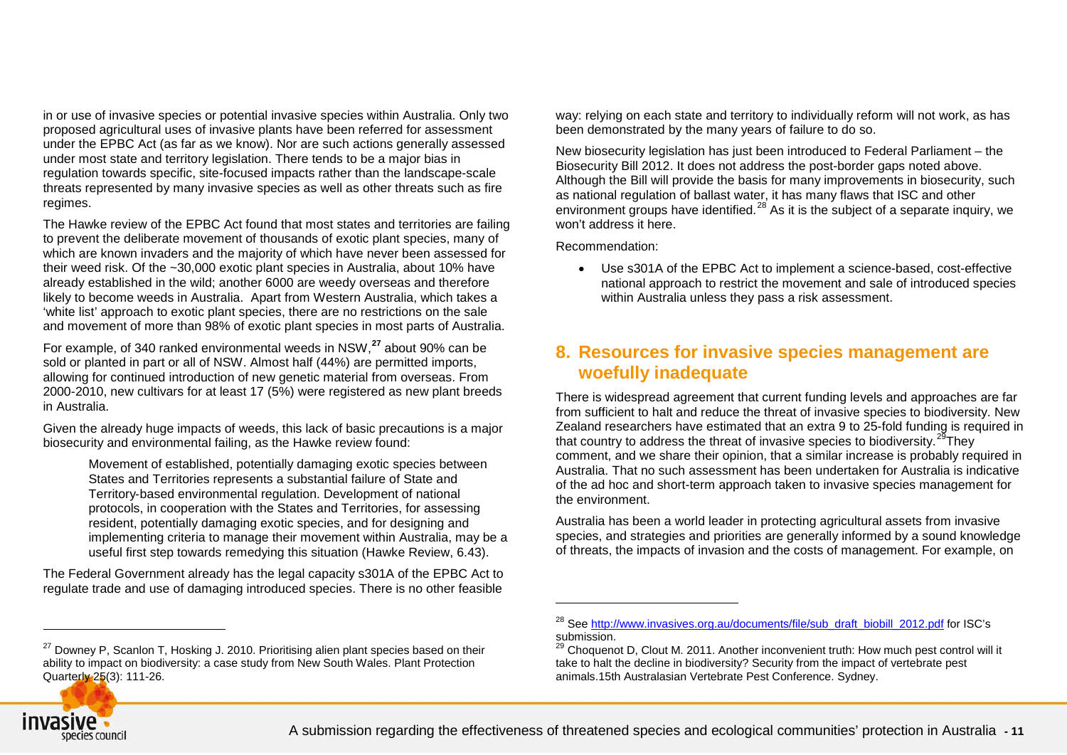in or use of invasive species or potential invasive species within Australia. Only two proposed agricultural uses of invasive plants have been referred for assessment under the EPBC Act (as far as we know). Nor are such actions generally assessed under most state and territory legislation. There tends to be a major bias in regulation towards specific, site-focused impacts rather than the landscape-scale threats represented by many invasive species as well as other threats such as fire regimes.

The Hawke review of the EPBC Act found that most states and territories are failing to prevent the deliberate movement of thousands of exotic plant species, many of which are known invaders and the majority of which have never been assessed for their weed risk. Of the ~30,000 exotic plant species in Australia, about 10% have already established in the wild; another 6000 are weedy overseas and therefore likely to become weeds in Australia. Apart from Western Australia, which takes a 'white list' approach to exotic plant species, there are no restrictions on the sale and movement of more than 98% of exotic plant species in most parts of Australia.

For example, of 340 ranked environmental weeds in NSW,[27] about 90% can be sold or planted in part or all of NSW. Almost half (44%) are permitted imports, allowing for continued introduction of new genetic material from overseas. From 2000-2010, new cultivars for at least 17 (5%) were registered as new plant breeds in Australia.

Given the already huge impacts of weeds, this lack of basic precautions is a major biosecurity and environmental failing, as the Hawke review found:

> Movement of established, potentially damaging exotic species between States and Territories represents a substantial failure of State and Territory-based environmental regulation. Development of national protocols, in cooperation with the States and Territories, for assessing resident, potentially damaging exotic species, and for designing and implementing criteria to manage their movement within Australia, may be a useful first step towards remedying this situation (Hawke Review, 6.43).

The Federal Government already has the legal capacity s301A of the EPBC Act to regulate trade and use of damaging introduced species. There is no other feasible way: relying on each state and territory to individually reform will not work, as has been demonstrated by the many years of failure to do so.

New biosecurity legislation has just been introduced to Federal Parliament – the Biosecurity Bill 2012. It does not address the post-border gaps noted above. Although the Bill will provide the basis for many improvements in biosecurity, such as national regulation of ballast water, it has many flaws that ISC and other environment groups have identified.[28] As it is the subject of a separate inquiry, we won't address it here.

Recommendation:

- Use s301A of the EPBC Act to implement a science-based, cost-effective national approach to restrict the movement and sale of introduced species within Australia unless they pass a risk assessment.

## 8. Resources for invasive species management are woefully inadequate

There is widespread agreement that current funding levels and approaches are far from sufficient to halt and reduce the threat of invasive species to biodiversity. New Zealand researchers have estimated that an extra 9 to 25-fold funding is required in that country to address the threat of invasive species to biodiversity.[29] They comment, and we share their opinion, that a similar increase is probably required in Australia. That no such assessment has been undertaken for Australia is indicative of the ad hoc and short-term approach taken to invasive species management for the environment.

Australia has been a world leader in protecting agricultural assets from invasive species, and strategies and priorities are generally informed by a sound knowledge of threats, the impacts of invasion and the costs of management. For example, on

---

[27] Downey P, Scanlon T, Hosking J. 2010. Prioritising alien plant species based on their ability to impact on biodiversity: a case study from New South Wales. Plant Protection Quarterly 25(3): 111-26.

[28] See http://www.invasives.org.au/documents/file/sub_draft_biobill_2012.pdf for ISC's submission.

[29] Choquenot D, Clout M. 2011. Another inconvenient truth: How much pest control will it take to halt the decline in biodiversity? Security from the impact of vertebrate pest animals.15th Australasian Vertebrate Pest Conference. Sydney.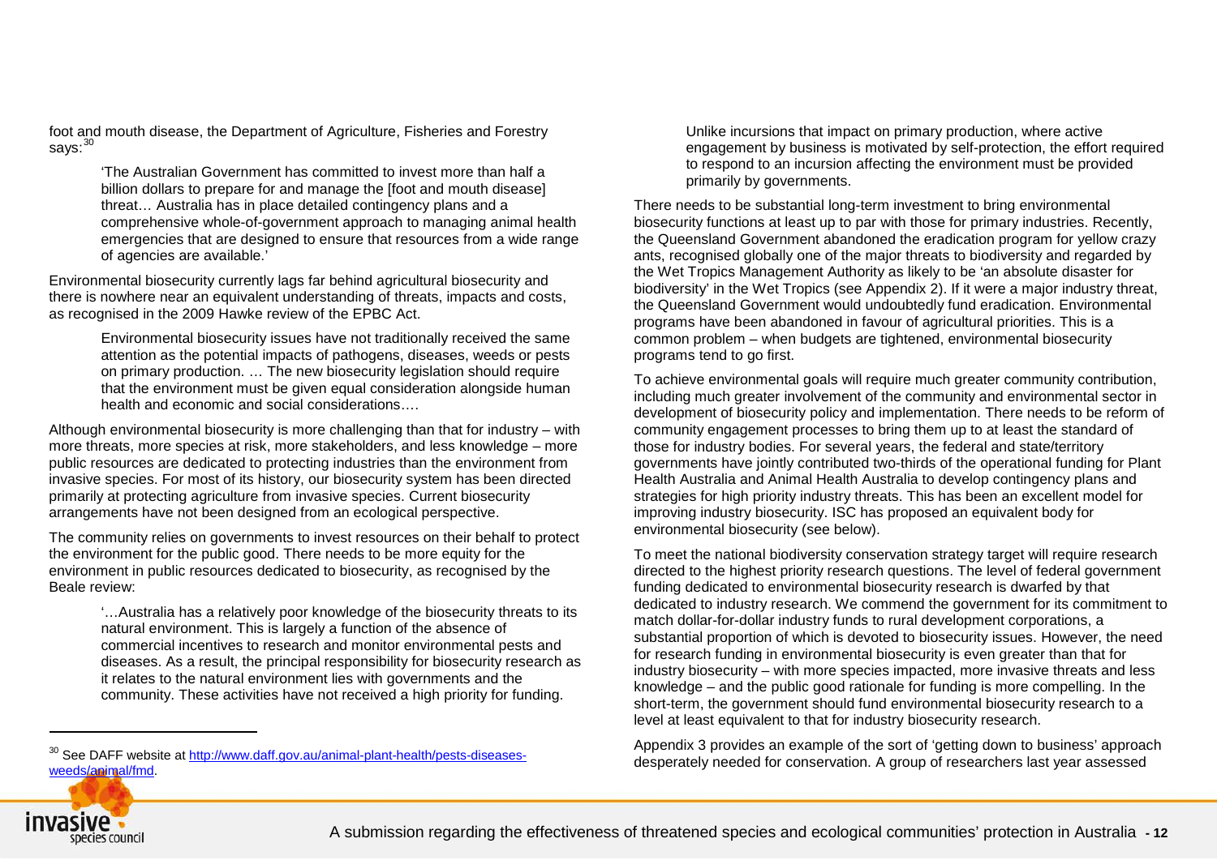foot and mouth disease, the Department of Agriculture, Fisheries and Forestry says:[30]

> 'The Australian Government has committed to invest more than half a billion dollars to prepare for and manage the [foot and mouth disease] threat… Australia has in place detailed contingency plans and a comprehensive whole-of-government approach to managing animal health emergencies that are designed to ensure that resources from a wide range of agencies are available.'

Environmental biosecurity currently lags far behind agricultural biosecurity and there is nowhere near an equivalent understanding of threats, impacts and costs, as recognised in the 2009 Hawke review of the EPBC Act.

> Environmental biosecurity issues have not traditionally received the same attention as the potential impacts of pathogens, diseases, weeds or pests on primary production. … The new biosecurity legislation should require that the environment must be given equal consideration alongside human health and economic and social considerations….

Although environmental biosecurity is more challenging than that for industry – with more threats, more species at risk, more stakeholders, and less knowledge – more public resources are dedicated to protecting industries than the environment from invasive species. For most of its history, our biosecurity system has been directed primarily at protecting agriculture from invasive species. Current biosecurity arrangements have not been designed from an ecological perspective.

The community relies on governments to invest resources on their behalf to protect the environment for the public good. There needs to be more equity for the environment in public resources dedicated to biosecurity, as recognised by the Beale review:

> '…Australia has a relatively poor knowledge of the biosecurity threats to its natural environment. This is largely a function of the absence of commercial incentives to research and monitor environmental pests and diseases. As a result, the principal responsibility for biosecurity research as it relates to the natural environment lies with governments and the community. These activities have not received a high priority for funding.
>
> Unlike incursions that impact on primary production, where active engagement by business is motivated by self-protection, the effort required to respond to an incursion affecting the environment must be provided primarily by governments.

There needs to be substantial long-term investment to bring environmental biosecurity functions at least up to par with those for primary industries. Recently, the Queensland Government abandoned the eradication program for yellow crazy ants, recognised globally one of the major threats to biodiversity and regarded by the Wet Tropics Management Authority as likely to be 'an absolute disaster for biodiversity' in the Wet Tropics (see Appendix 2). If it were a major industry threat, the Queensland Government would undoubtedly fund eradication. Environmental programs have been abandoned in favour of agricultural priorities. This is a common problem – when budgets are tightened, environmental biosecurity programs tend to go first.

To achieve environmental goals will require much greater community contribution, including much greater involvement of the community and environmental sector in development of biosecurity policy and implementation. There needs to be reform of community engagement processes to bring them up to at least the standard of those for industry bodies. For several years, the federal and state/territory governments have jointly contributed two-thirds of the operational funding for Plant Health Australia and Animal Health Australia to develop contingency plans and strategies for high priority industry threats. This has been an excellent model for improving industry biosecurity. ISC has proposed an equivalent body for environmental biosecurity (see below).

To meet the national biodiversity conservation strategy target will require research directed to the highest priority research questions. The level of federal government funding dedicated to environmental biosecurity research is dwarfed by that dedicated to industry research. We commend the government for its commitment to match dollar-for-dollar industry funds to rural development corporations, a substantial proportion of which is devoted to biosecurity issues. However, the need for research funding in environmental biosecurity is even greater than that for industry biosecurity – with more species impacted, more invasive threats and less knowledge – and the public good rationale for funding is more compelling. In the short-term, the government should fund environmental biosecurity research to a level at least equivalent to that for industry biosecurity research.

Appendix 3 provides an example of the sort of 'getting down to business' approach desperately needed for conservation. A group of researchers last year assessed

---

[30] See DAFF website at http://www.daff.gov.au/animal-plant-health/pests-diseases-weeds/animal/fmd.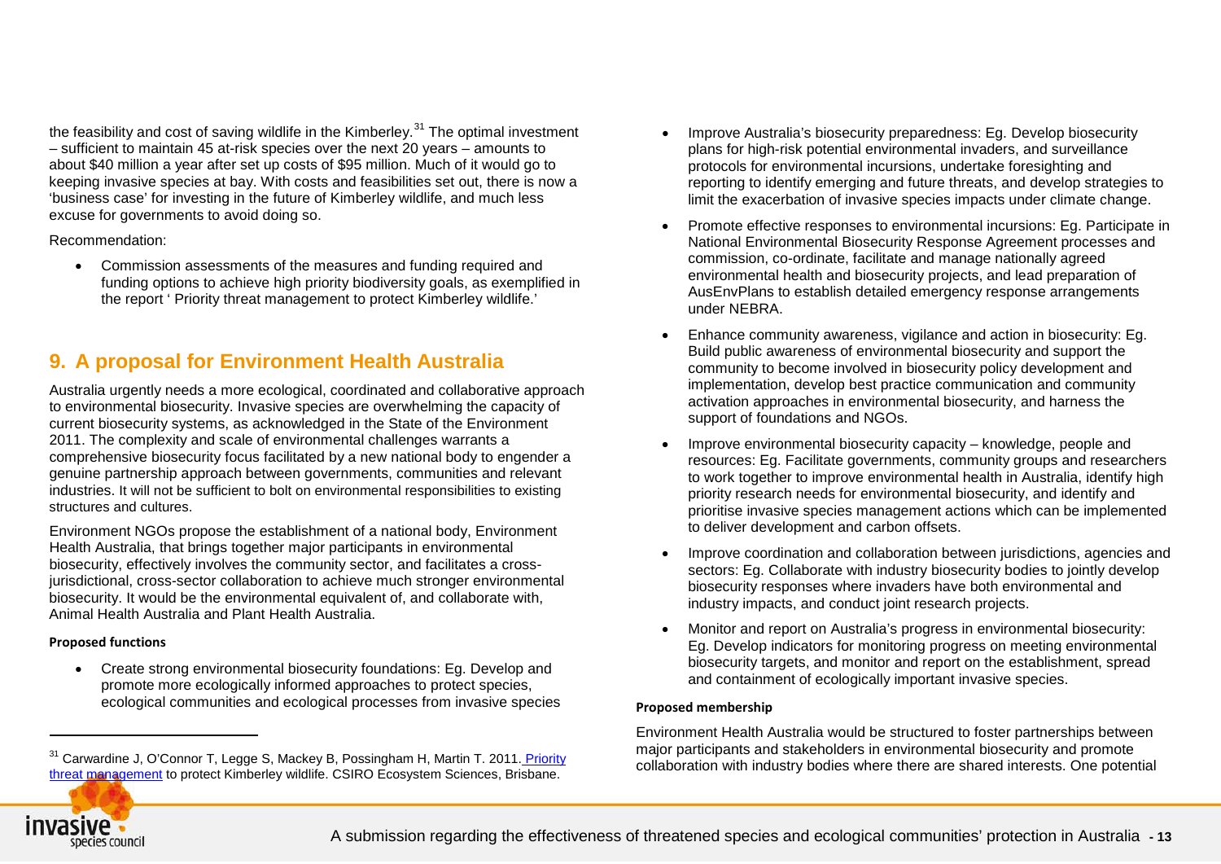the feasibility and cost of saving wildlife in the Kimberley.[31] The optimal investment – sufficient to maintain 45 at-risk species over the next 20 years – amounts to about $40 million a year after set up costs of $95 million. Much of it would go to keeping invasive species at bay. With costs and feasibilities set out, there is now a 'business case' for investing in the future of Kimberley wildlife, and much less excuse for governments to avoid doing so.

Recommendation:

- Commission assessments of the measures and funding required and funding options to achieve high priority biodiversity goals, as exemplified in the report ' Priority threat management to protect Kimberley wildlife.'

## 9. A proposal for Environment Health Australia

Australia urgently needs a more ecological, coordinated and collaborative approach to environmental biosecurity. Invasive species are overwhelming the capacity of current biosecurity systems, as acknowledged in the State of the Environment 2011. The complexity and scale of environmental challenges warrants a comprehensive biosecurity focus facilitated by a new national body to engender a genuine partnership approach between governments, communities and relevant industries. It will not be sufficient to bolt on environmental responsibilities to existing structures and cultures.

Environment NGOs propose the establishment of a national body, Environment Health Australia, that brings together major participants in environmental biosecurity, effectively involves the community sector, and facilitates a cross-jurisdictional, cross-sector collaboration to achieve much stronger environmental biosecurity. It would be the environmental equivalent of, and collaborate with, Animal Health Australia and Plant Health Australia.

**Proposed functions**

- Create strong environmental biosecurity foundations: Eg. Develop and promote more ecologically informed approaches to protect species, ecological communities and ecological processes from invasive species
- Improve Australia's biosecurity preparedness: Eg. Develop biosecurity plans for high-risk potential environmental invaders, and surveillance protocols for environmental incursions, undertake foresighting and reporting to identify emerging and future threats, and develop strategies to limit the exacerbation of invasive species impacts under climate change.
- Promote effective responses to environmental incursions: Eg. Participate in National Environmental Biosecurity Response Agreement processes and commission, co-ordinate, facilitate and manage nationally agreed environmental health and biosecurity projects, and lead preparation of AusEnvPlans to establish detailed emergency response arrangements under NEBRA.
- Enhance community awareness, vigilance and action in biosecurity: Eg. Build public awareness of environmental biosecurity and support the community to become involved in biosecurity policy development and implementation, develop best practice communication and community activation approaches in environmental biosecurity, and harness the support of foundations and NGOs.
- Improve environmental biosecurity capacity – knowledge, people and resources: Eg. Facilitate governments, community groups and researchers to work together to improve environmental health in Australia, identify high priority research needs for environmental biosecurity, and identify and prioritise invasive species management actions which can be implemented to deliver development and carbon offsets.
- Improve coordination and collaboration between jurisdictions, agencies and sectors: Eg. Collaborate with industry biosecurity bodies to jointly develop biosecurity responses where invaders have both environmental and industry impacts, and conduct joint research projects.
- Monitor and report on Australia's progress in environmental biosecurity: Eg. Develop indicators for monitoring progress on meeting environmental biosecurity targets, and monitor and report on the establishment, spread and containment of ecologically important invasive species.

**Proposed membership**

Environment Health Australia would be structured to foster partnerships between major participants and stakeholders in environmental biosecurity and promote collaboration with industry bodies where there are shared interests. One potential

[31] Carwardine J, O'Connor T, Legge S, Mackey B, Possingham H, Martin T. 2011. Priority threat management to protect Kimberley wildlife. CSIRO Ecosystem Sciences, Brisbane.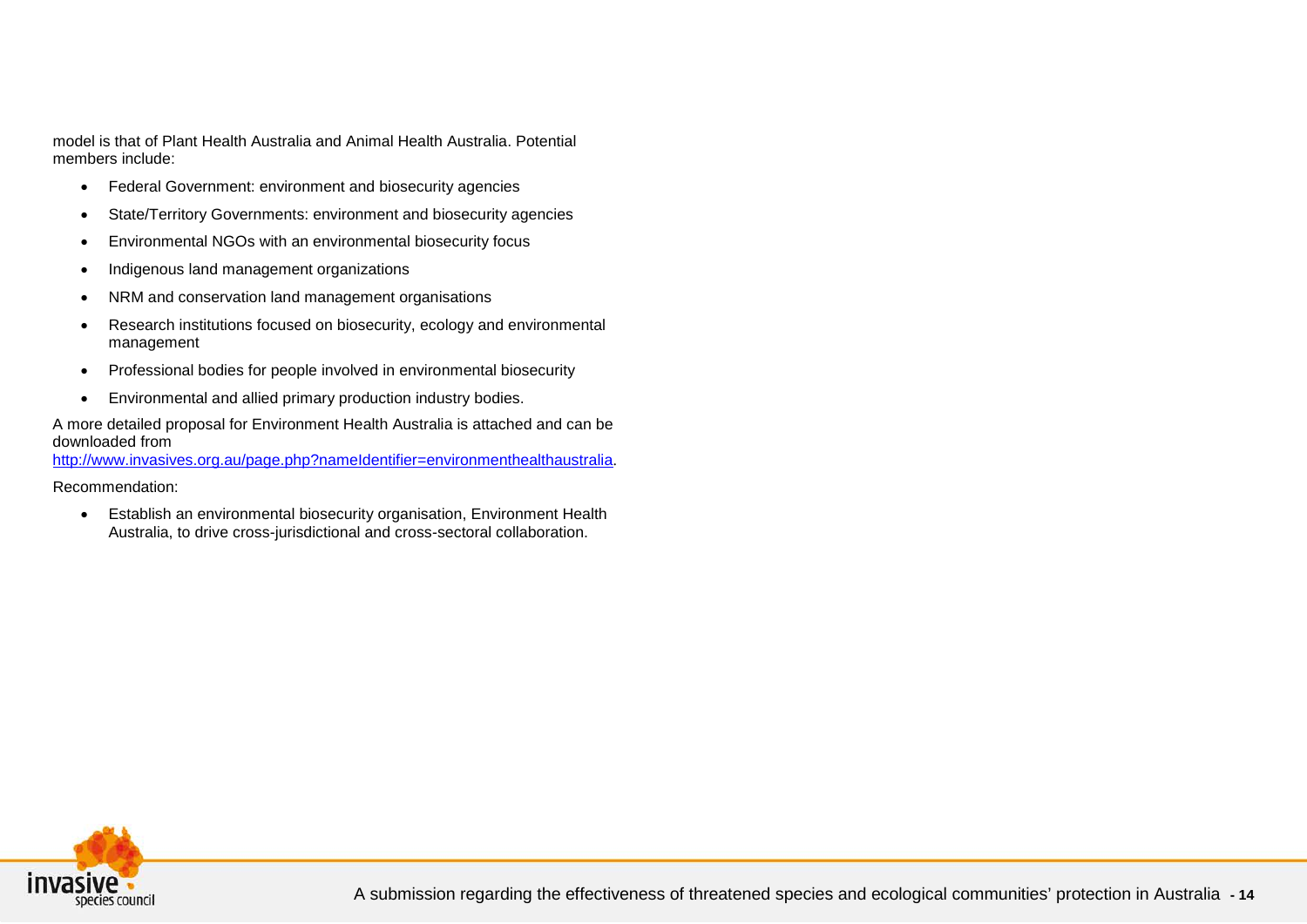model is that of Plant Health Australia and Animal Health Australia. Potential members include:

- Federal Government: environment and biosecurity agencies
- State/Territory Governments: environment and biosecurity agencies
- Environmental NGOs with an environmental biosecurity focus
- Indigenous land management organizations
- NRM and conservation land management organisations
- Research institutions focused on biosecurity, ecology and environmental management
- Professional bodies for people involved in environmental biosecurity
- Environmental and allied primary production industry bodies.

A more detailed proposal for Environment Health Australia is attached and can be downloaded from [http://www.invasives.org.au/page.php?nameIdentifier=environmenthealthaustralia](http://www.invasives.org.au/page.php?nameIdentifier=environmenthealthaustralia).

Recommendation:

- Establish an environmental biosecurity organisation, Environment Health Australia, to drive cross-jurisdictional and cross-sectoral collaboration.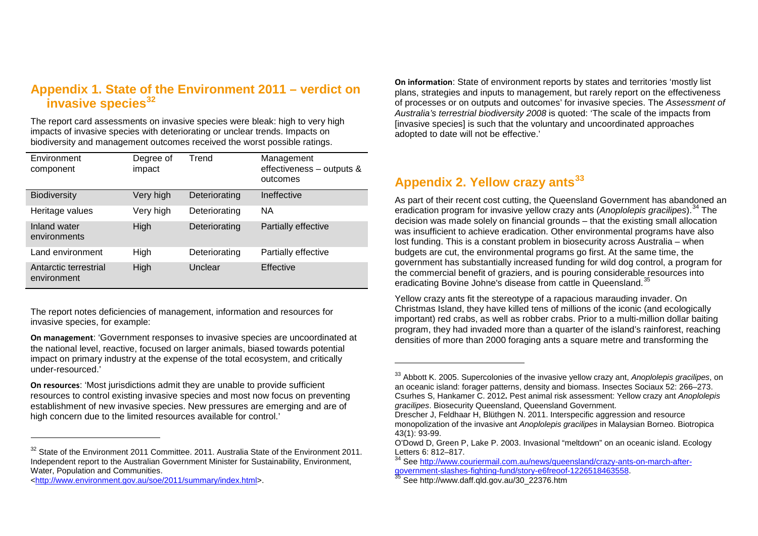## Appendix 1. State of the Environment 2011 – verdict on invasive species[32]

The report card assessments on invasive species were bleak: high to very high impacts of invasive species with deteriorating or unclear trends. Impacts on biodiversity and management outcomes received the worst possible ratings.

| Environment component | Degree of impact | Trend | Management effectiveness – outputs & outcomes |
|---|---|---|---|
| Biodiversity | Very high | Deteriorating | Ineffective |
| Heritage values | Very high | Deteriorating | NA |
| Inland water environments | High | Deteriorating | Partially effective |
| Land environment | High | Deteriorating | Partially effective |
| Antarctic terrestrial environment | High | Unclear | Effective |

The report notes deficiencies of management, information and resources for invasive species, for example:

**On management**: 'Government responses to invasive species are uncoordinated at the national level, reactive, focused on larger animals, biased towards potential impact on primary industry at the expense of the total ecosystem, and critically under-resourced.'

**On resources**: 'Most jurisdictions admit they are unable to provide sufficient resources to control existing invasive species and most now focus on preventing establishment of new invasive species. New pressures are emerging and are of high concern due to the limited resources available for control.'

**On information**: State of environment reports by states and territories 'mostly list plans, strategies and inputs to management, but rarely report on the effectiveness of processes or on outputs and outcomes' for invasive species. The *Assessment of Australia's terrestrial biodiversity 2008* is quoted: 'The scale of the impacts from [invasive species] is such that the voluntary and uncoordinated approaches adopted to date will not be effective.'

## Appendix 2. Yellow crazy ants[33]

As part of their recent cost cutting, the Queensland Government has abandoned an eradication program for invasive yellow crazy ants (*Anoplolepis gracilipes*).[34] The decision was made solely on financial grounds – that the existing small allocation was insufficient to achieve eradication. Other environmental programs have also lost funding. This is a constant problem in biosecurity across Australia – when budgets are cut, the environmental programs go first. At the same time, the government has substantially increased funding for wild dog control, a program for the commercial benefit of graziers, and is pouring considerable resources into eradicating Bovine Johne's disease from cattle in Queensland.[35]

Yellow crazy ants fit the stereotype of a rapacious marauding invader. On Christmas Island, they have killed tens of millions of the iconic (and ecologically important) red crabs, as well as robber crabs. Prior to a multi-million dollar baiting program, they had invaded more than a quarter of the island's rainforest, reaching densities of more than 2000 foraging ants a square metre and transforming the

---

[32] State of the Environment 2011 Committee. 2011. Australia State of the Environment 2011. Independent report to the Australian Government Minister for Sustainability, Environment, Water, Population and Communities. <http://www.environment.gov.au/soe/2011/summary/index.html>.

[33] Abbott K. 2005. Supercolonies of the invasive yellow crazy ant, *Anoplolepis gracilipes*, on an oceanic island: forager patterns, density and biomass. Insectes Sociaux 52: 266–273.
Csurhes S, Hankamer C. 2012**.** Pest animal risk assessment: Yellow crazy ant *Anoplolepis gracilipes*. Biosecurity Queensland, Queensland Government.
Drescher J, Feldhaar H, Blüthgen N. 2011. Interspecific aggression and resource monopolization of the invasive ant *Anoplolepis gracilipes* in Malaysian Borneo. Biotropica 43(1): 93-99.
O'Dowd D, Green P, Lake P. 2003. Invasional "meltdown" on an oceanic island. Ecology Letters 6: 812–817.

[34] See http://www.couriermail.com.au/news/queensland/crazy-ants-on-march-after-government-slashes-fighting-fund/story-e6freoof-1226518463558.

[35] See http://www.daff.qld.gov.au/30_22376.htm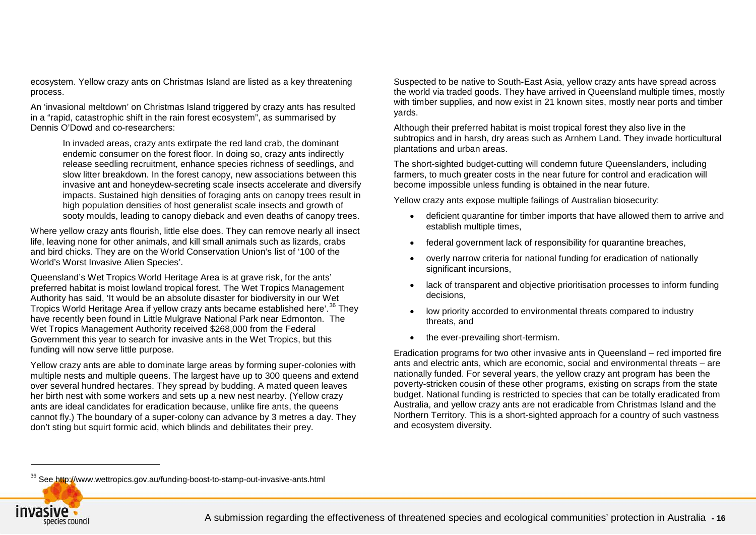ecosystem. Yellow crazy ants on Christmas Island are listed as a key threatening process.

An 'invasional meltdown' on Christmas Island triggered by crazy ants has resulted in a "rapid, catastrophic shift in the rain forest ecosystem", as summarised by Dennis O'Dowd and co-researchers:

> In invaded areas, crazy ants extirpate the red land crab, the dominant endemic consumer on the forest floor. In doing so, crazy ants indirectly release seedling recruitment, enhance species richness of seedlings, and slow litter breakdown. In the forest canopy, new associations between this invasive ant and honeydew-secreting scale insects accelerate and diversify impacts. Sustained high densities of foraging ants on canopy trees result in high population densities of host generalist scale insects and growth of sooty moulds, leading to canopy dieback and even deaths of canopy trees.

Where yellow crazy ants flourish, little else does. They can remove nearly all insect life, leaving none for other animals, and kill small animals such as lizards, crabs and bird chicks. They are on the World Conservation Union's list of '100 of the World's Worst Invasive Alien Species'.

Queensland's Wet Tropics World Heritage Area is at grave risk, for the ants' preferred habitat is moist lowland tropical forest. The Wet Tropics Management Authority has said, 'It would be an absolute disaster for biodiversity in our Wet Tropics World Heritage Area if yellow crazy ants became established here'.[36] They have recently been found in Little Mulgrave National Park near Edmonton. The Wet Tropics Management Authority received $268,000 from the Federal Government this year to search for invasive ants in the Wet Tropics, but this funding will now serve little purpose.

Yellow crazy ants are able to dominate large areas by forming super-colonies with multiple nests and multiple queens. The largest have up to 300 queens and extend over several hundred hectares. They spread by budding. A mated queen leaves her birth nest with some workers and sets up a new nest nearby. (Yellow crazy ants are ideal candidates for eradication because, unlike fire ants, the queens cannot fly.) The boundary of a super-colony can advance by 3 metres a day. They don't sting but squirt formic acid, which blinds and debilitates their prey.

Suspected to be native to South-East Asia, yellow crazy ants have spread across the world via traded goods. They have arrived in Queensland multiple times, mostly with timber supplies, and now exist in 21 known sites, mostly near ports and timber yards.

Although their preferred habitat is moist tropical forest they also live in the subtropics and in harsh, dry areas such as Arnhem Land. They invade horticultural plantations and urban areas.

The short-sighted budget-cutting will condemn future Queenslanders, including farmers, to much greater costs in the near future for control and eradication will become impossible unless funding is obtained in the near future.

Yellow crazy ants expose multiple failings of Australian biosecurity:

- deficient quarantine for timber imports that have allowed them to arrive and establish multiple times,
- federal government lack of responsibility for quarantine breaches,
- overly narrow criteria for national funding for eradication of nationally significant incursions,
- lack of transparent and objective prioritisation processes to inform funding decisions,
- low priority accorded to environmental threats compared to industry threats, and
- the ever-prevailing short-termism.

Eradication programs for two other invasive ants in Queensland – red imported fire ants and electric ants, which are economic, social and environmental threats – are nationally funded. For several years, the yellow crazy ant program has been the poverty-stricken cousin of these other programs, existing on scraps from the state budget. National funding is restricted to species that can be totally eradicated from Australia, and yellow crazy ants are not eradicable from Christmas Island and the Northern Territory. This is a short-sighted approach for a country of such vastness and ecosystem diversity.

[36] See http://www.wettropics.gov.au/funding-boost-to-stamp-out-invasive-ants.html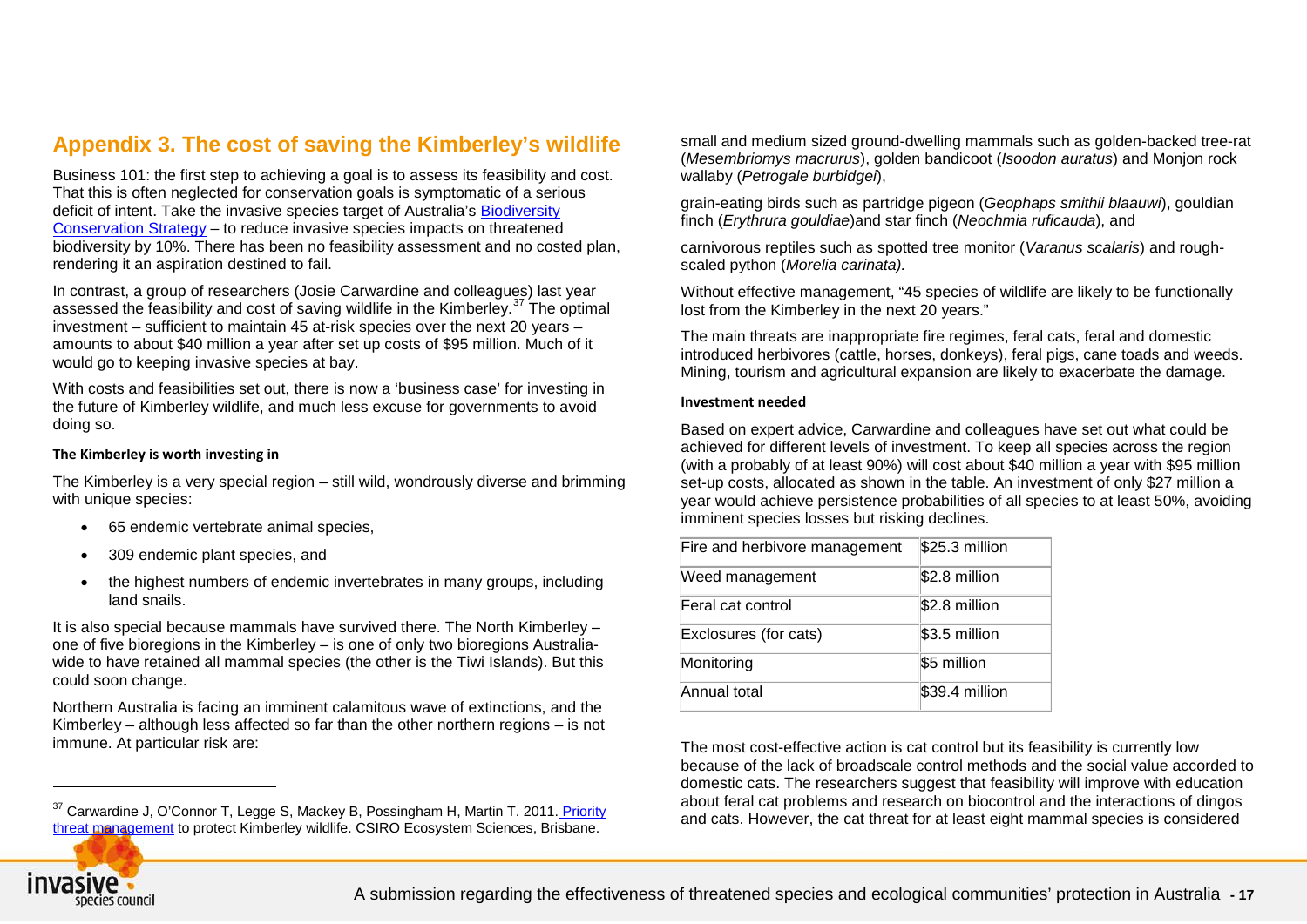## Appendix 3. The cost of saving the Kimberley's wildlife

Business 101: the first step to achieving a goal is to assess its feasibility and cost. That this is often neglected for conservation goals is symptomatic of a serious deficit of intent. Take the invasive species target of Australia's Biodiversity Conservation Strategy – to reduce invasive species impacts on threatened biodiversity by 10%. There has been no feasibility assessment and no costed plan, rendering it an aspiration destined to fail.

In contrast, a group of researchers (Josie Carwardine and colleagues) last year assessed the feasibility and cost of saving wildlife in the Kimberley.[37] The optimal investment – sufficient to maintain 45 at-risk species over the next 20 years – amounts to about $40 million a year after set up costs of $95 million. Much of it would go to keeping invasive species at bay.

With costs and feasibilities set out, there is now a 'business case' for investing in the future of Kimberley wildlife, and much less excuse for governments to avoid doing so.

#### The Kimberley is worth investing in

The Kimberley is a very special region – still wild, wondrously diverse and brimming with unique species:

- 65 endemic vertebrate animal species,
- 309 endemic plant species, and
- the highest numbers of endemic invertebrates in many groups, including land snails.

It is also special because mammals have survived there. The North Kimberley – one of five bioregions in the Kimberley – is one of only two bioregions Australia-wide to have retained all mammal species (the other is the Tiwi Islands). But this could soon change.

Northern Australia is facing an imminent calamitous wave of extinctions, and the Kimberley – although less affected so far than the other northern regions – is not immune. At particular risk are:

small and medium sized ground-dwelling mammals such as golden-backed tree-rat (*Mesembriomys macrurus*), golden bandicoot (*Isoodon auratus*) and Monjon rock wallaby (*Petrogale burbidgei*),

grain-eating birds such as partridge pigeon (*Geophaps smithii blaauwi*), gouldian finch (*Erythrura gouldiae*)and star finch (*Neochmia ruficauda*), and

carnivorous reptiles such as spotted tree monitor (*Varanus scalaris*) and rough-scaled python (*Morelia carinata)*.

Without effective management, "45 species of wildlife are likely to be functionally lost from the Kimberley in the next 20 years."

The main threats are inappropriate fire regimes, feral cats, feral and domestic introduced herbivores (cattle, horses, donkeys), feral pigs, cane toads and weeds. Mining, tourism and agricultural expansion are likely to exacerbate the damage.

#### Investment needed

Based on expert advice, Carwardine and colleagues have set out what could be achieved for different levels of investment. To keep all species across the region (with a probably of at least 90%) will cost about $40 million a year with $95 million set-up costs, allocated as shown in the table. An investment of only $27 million a year would achieve persistence probabilities of all species to at least 50%, avoiding imminent species losses but risking declines.

| Fire and herbivore management | $25.3 million |
|---|---|
| Weed management | $2.8 million |
| Feral cat control | $2.8 million |
| Exclosures (for cats) | $3.5 million |
| Monitoring | $5 million |
| Annual total | $39.4 million |

The most cost-effective action is cat control but its feasibility is currently low because of the lack of broadscale control methods and the social value accorded to domestic cats. The researchers suggest that feasibility will improve with education about feral cat problems and research on biocontrol and the interactions of dingos and cats. However, the cat threat for at least eight mammal species is considered

[37] Carwardine J, O'Connor T, Legge S, Mackey B, Possingham H, Martin T. 2011. Priority threat management to protect Kimberley wildlife. CSIRO Ecosystem Sciences, Brisbane.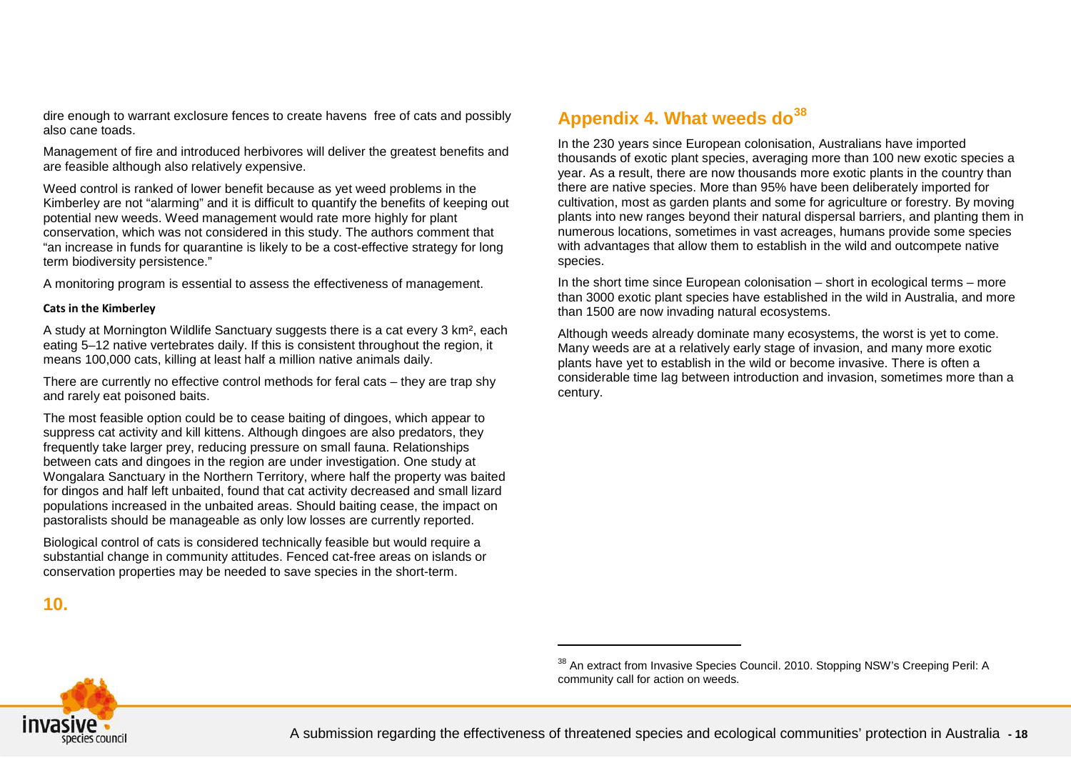dire enough to warrant exclosure fences to create havens free of cats and possibly also cane toads.

Management of fire and introduced herbivores will deliver the greatest benefits and are feasible although also relatively expensive.

Weed control is ranked of lower benefit because as yet weed problems in the Kimberley are not "alarming" and it is difficult to quantify the benefits of keeping out potential new weeds. Weed management would rate more highly for plant conservation, which was not considered in this study. The authors comment that "an increase in funds for quarantine is likely to be a cost-effective strategy for long term biodiversity persistence."

A monitoring program is essential to assess the effectiveness of management.

**Cats in the Kimberley**

A study at Mornington Wildlife Sanctuary suggests there is a cat every 3 km², each eating 5–12 native vertebrates daily. If this is consistent throughout the region, it means 100,000 cats, killing at least half a million native animals daily.

There are currently no effective control methods for feral cats – they are trap shy and rarely eat poisoned baits.

The most feasible option could be to cease baiting of dingoes, which appear to suppress cat activity and kill kittens. Although dingoes are also predators, they frequently take larger prey, reducing pressure on small fauna. Relationships between cats and dingoes in the region are under investigation. One study at Wongalara Sanctuary in the Northern Territory, where half the property was baited for dingos and half left unbaited, found that cat activity decreased and small lizard populations increased in the unbaited areas. Should baiting cease, the impact on pastoralists should be manageable as only low losses are currently reported.

Biological control of cats is considered technically feasible but would require a substantial change in community attitudes. Fenced cat-free areas on islands or conservation properties may be needed to save species in the short-term.

## 10.

## Appendix 4. What weeds do[38]

In the 230 years since European colonisation, Australians have imported thousands of exotic plant species, averaging more than 100 new exotic species a year. As a result, there are now thousands more exotic plants in the country than there are native species. More than 95% have been deliberately imported for cultivation, most as garden plants and some for agriculture or forestry. By moving plants into new ranges beyond their natural dispersal barriers, and planting them in numerous locations, sometimes in vast acreages, humans provide some species with advantages that allow them to establish in the wild and outcompete native species.

In the short time since European colonisation – short in ecological terms – more than 3000 exotic plant species have established in the wild in Australia, and more than 1500 are now invading natural ecosystems.

Although weeds already dominate many ecosystems, the worst is yet to come. Many weeds are at a relatively early stage of invasion, and many more exotic plants have yet to establish in the wild or become invasive. There is often a considerable time lag between introduction and invasion, sometimes more than a century.

---

[38] An extract from Invasive Species Council. 2010. Stopping NSW's Creeping Peril: A community call for action on weeds.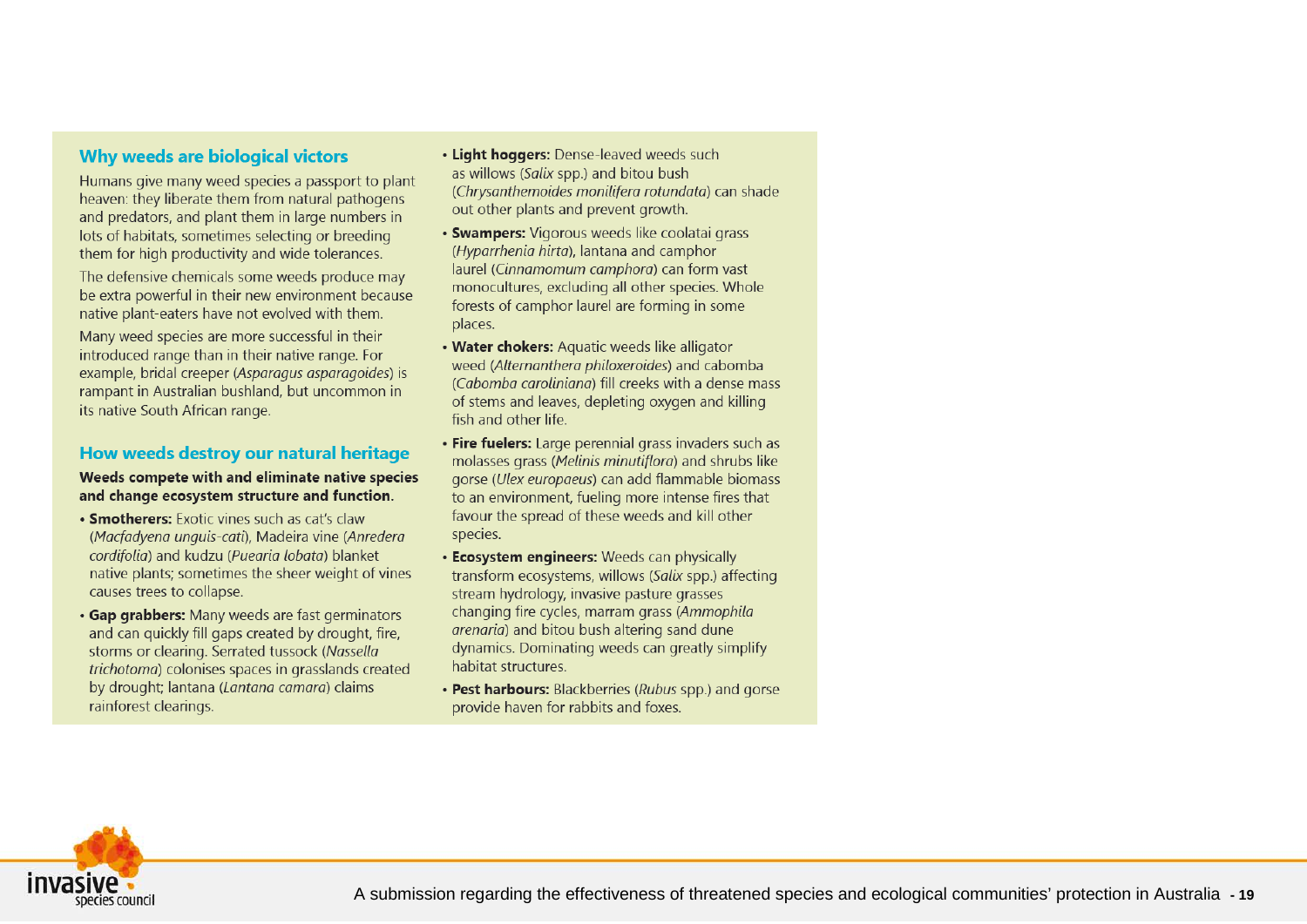## Why weeds are biological victors

Humans give many weed species a passport to plant heaven: they liberate them from natural pathogens and predators, and plant them in large numbers in lots of habitats, sometimes selecting or breeding them for high productivity and wide tolerances.

The defensive chemicals some weeds produce may be extra powerful in their new environment because native plant-eaters have not evolved with them.

Many weed species are more successful in their introduced range than in their native range. For example, bridal creeper (*Asparagus asparagoides*) is rampant in Australian bushland, but uncommon in its native South African range.

## How weeds destroy our natural heritage

**Weeds compete with and eliminate native species and change ecosystem structure and function.**

- **Smotherers:** Exotic vines such as cat's claw (*Macfadyena unguis-cati*), Madeira vine (*Anredera cordifolia*) and kudzu (*Pueraria lobata*) blanket native plants; sometimes the sheer weight of vines causes trees to collapse.
- **Gap grabbers:** Many weeds are fast germinators and can quickly fill gaps created by drought, fire, storms or clearing. Serrated tussock (*Nassella trichotoma*) colonises spaces in grasslands created by drought; lantana (*Lantana camara*) claims rainforest clearings.
- **Light hoggers:** Dense-leaved weeds such as willows (*Salix* spp.) and bitou bush (*Chrysanthemoides monilifera rotundata*) can shade out other plants and prevent growth.
- **Swampers:** Vigorous weeds like coolatai grass (*Hyparrhenia hirta*), lantana and camphor laurel (*Cinnamomum camphora*) can form vast monocultures, excluding all other species. Whole forests of camphor laurel are forming in some places.
- **Water chokers:** Aquatic weeds like alligator weed (*Alternanthera philoxeroides*) and cabomba (*Cabomba caroliniana*) fill creeks with a dense mass of stems and leaves, depleting oxygen and killing fish and other life.
- **Fire fuelers:** Large perennial grass invaders such as molasses grass (*Melinis minutiflora*) and shrubs like gorse (*Ulex europaeus*) can add flammable biomass to an environment, fueling more intense fires that favour the spread of these weeds and kill other species.
- **Ecosystem engineers:** Weeds can physically transform ecosystems, willows (*Salix* spp.) affecting stream hydrology, invasive pasture grasses changing fire cycles, marram grass (*Ammophila arenaria*) and bitou bush altering sand dune dynamics. Dominating weeds can greatly simplify habitat structures.
- **Pest harbours:** Blackberries (*Rubus* spp.) and gorse provide haven for rabbits and foxes.